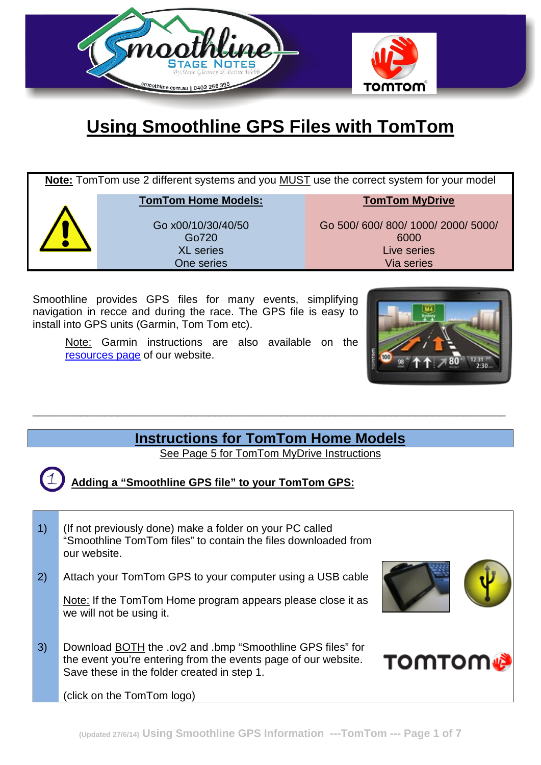# Using Smoothline GPS Files with TomTom

**Note:** TomTom use 2 different systems and you MUST use the correct system for your model

| TomTom Home Models: | TomTom MyDrive |
|---|---|
| Go x00/10/30/40/50<br>Go720<br>XL series<br>One series | Go 500/ 600/ 800/ 1000/ 2000/ 5000/ 6000<br>Live series<br>Via series |

Smoothline provides GPS files for many events, simplifying navigation in recce and during the race. The GPS file is easy to install into GPS units (Garmin, Tom Tom etc).

Note: Garmin instructions are also available on the resources page of our website.

---

## Instructions for TomTom Home Models

See Page 5 for TomTom MyDrive Instructions

### 1 Adding a "Smoothline GPS file" to your TomTom GPS:

1) (If not previously done) make a folder on your PC called "Smoothline TomTom files" to contain the files downloaded from our website.

2) Attach your TomTom GPS to your computer using a USB cable

   Note: If the TomTom Home program appears please close it as we will not be using it.

3) Download BOTH the .ov2 and .bmp "Smoothline GPS files" for the event you're entering from the events page of our website. Save these in the folder created in step 1.

   (click on the TomTom logo)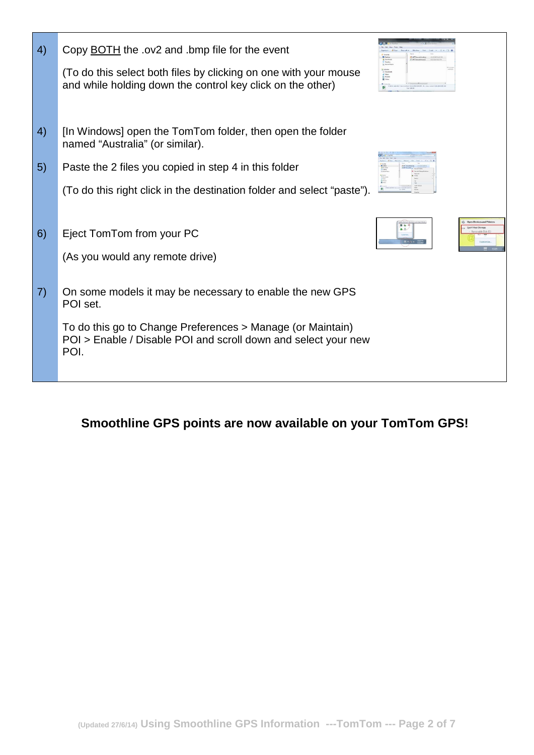| | |
|---|---|
| 4) | Copy BOTH the .ov2 and .bmp file for the event<br><br>(To do this select both files by clicking on one with your mouse and while holding down the control key click on the other) |
| 4) | [In Windows] open the TomTom folder, then open the folder named “Australia” (or similar). |
| 5) | Paste the 2 files you copied in step 4 in this folder<br><br>(To do this right click in the destination folder and select “paste”). |
| 6) | Eject TomTom from your PC<br><br>(As you would any remote drive) |
| 7) | On some models it may be necessary to enable the new GPS POI set.<br><br>To do this go to Change Preferences > Manage (or Maintain) POI > Enable / Disable POI and scroll down and select your new POI. |

**Smoothline GPS points are now available on your TomTom GPS!**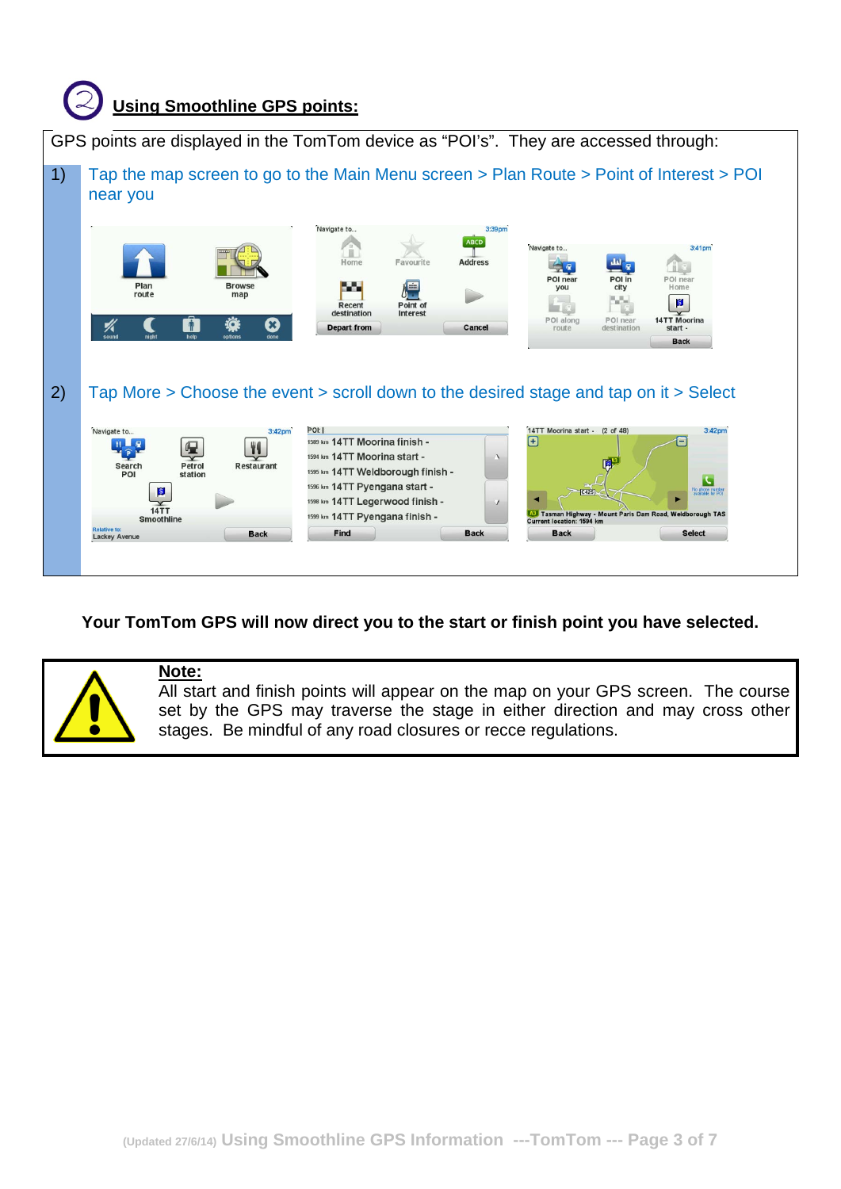## ② Using Smoothline GPS points:

GPS points are displayed in the TomTom device as "POI's". They are accessed through:

1) Tap the map screen to go to the Main Menu screen > Plan Route > Point of Interest > POI near you

2) Tap More > Choose the event > scroll down to the desired stage and tap on it > Select

**Your TomTom GPS will now direct you to the start or finish point you have selected.**

**Note:**
All start and finish points will appear on the map on your GPS screen. The course set by the GPS may traverse the stage in either direction and may cross other stages. Be mindful of any road closures or recce regulations.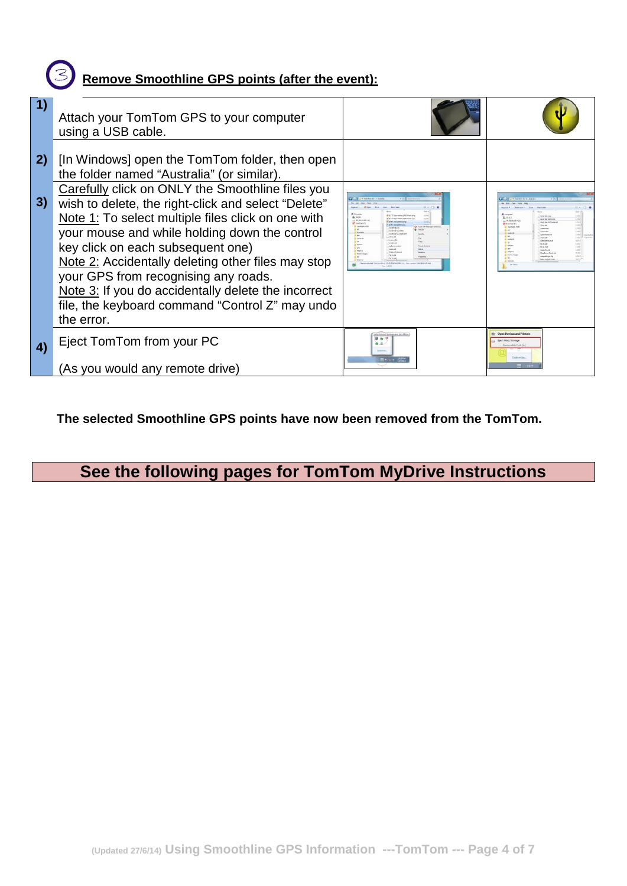## ③ Remove Smoothline GPS points (after the event):

| | | | |
|---|---|---|---|
| **1)** | Attach your TomTom GPS to your computer using a USB cable. | | |
| **2)** | [In Windows] open the TomTom folder, then open the folder named "Australia" (or similar). | | |
| **3)** | Carefully click on ONLY the Smoothline files you wish to delete, the right-click and select "Delete"<br>Note 1: To select multiple files click on one with your mouse and while holding down the control key click on each subsequent one)<br>Note 2: Accidentally deleting other files may stop your GPS from recognising any roads.<br>Note 3: If you do accidentally delete the incorrect file, the keyboard command "Control Z" may undo the error. | | |
| **4)** | Eject TomTom from your PC<br><br>(As you would any remote drive) | | |

**The selected Smoothline GPS points have now been removed from the TomTom.**

## See the following pages for TomTom MyDrive Instructions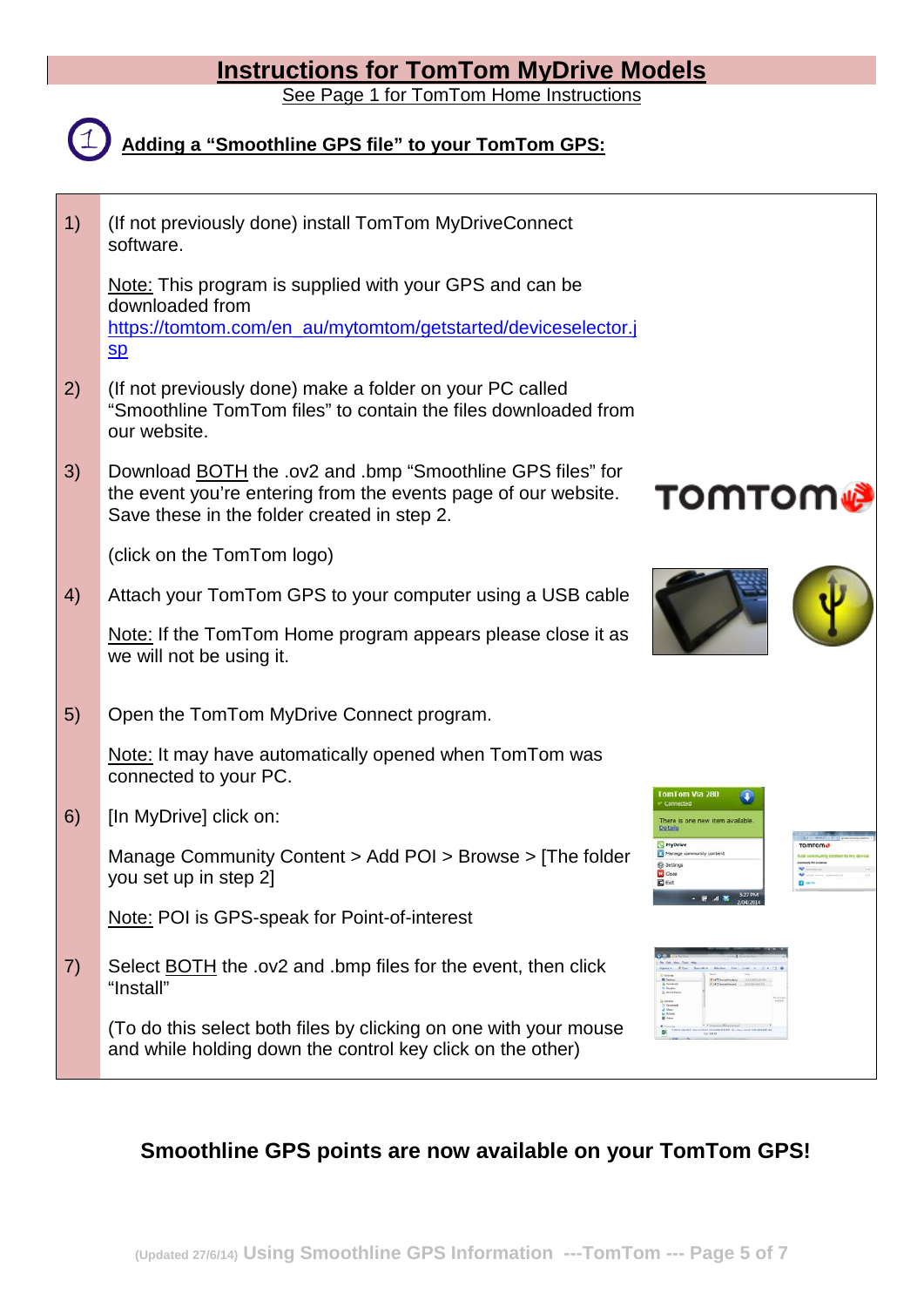# Instructions for TomTom MyDrive Models

See Page 1 for TomTom Home Instructions

## 1 Adding a "Smoothline GPS file" to your TomTom GPS:

1) (If not previously done) install TomTom MyDriveConnect software.

   Note: This program is supplied with your GPS and can be downloaded from https://tomtom.com/en_au/mytomtom/getstarted/deviceselector.jsp

2) (If not previously done) make a folder on your PC called "Smoothline TomTom files" to contain the files downloaded from our website.

3) Download BOTH the .ov2 and .bmp "Smoothline GPS files" for the event you're entering from the events page of our website. Save these in the folder created in step 2.

   (click on the TomTom logo)

4) Attach your TomTom GPS to your computer using a USB cable

   Note: If the TomTom Home program appears please close it as we will not be using it.

5) Open the TomTom MyDrive Connect program.

   Note: It may have automatically opened when TomTom was connected to your PC.

6) [In MyDrive] click on:

   Manage Community Content > Add POI > Browse > [The folder you set up in step 2]

   Note: POI is GPS-speak for Point-of-interest

7) Select BOTH the .ov2 and .bmp files for the event, then click "Install"

   (To do this select both files by clicking on one with your mouse and while holding down the control key click on the other)

**Smoothline GPS points are now available on your TomTom GPS!**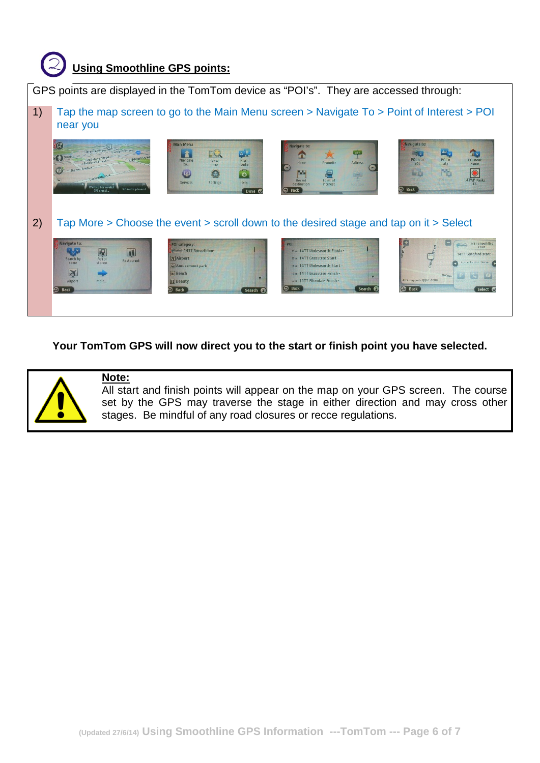## ② Using Smoothline GPS points:

GPS points are displayed in the TomTom device as "POI's". They are accessed through:

1) Tap the map screen to go to the Main Menu screen > Navigate To > Point of Interest > POI near you

2) Tap More > Choose the event > scroll down to the desired stage and tap on it > Select

**Your TomTom GPS will now direct you to the start or finish point you have selected.**

**Note:**
All start and finish points will appear on the map on your GPS screen. The course set by the GPS may traverse the stage in either direction and may cross other stages. Be mindful of any road closures or recce regulations.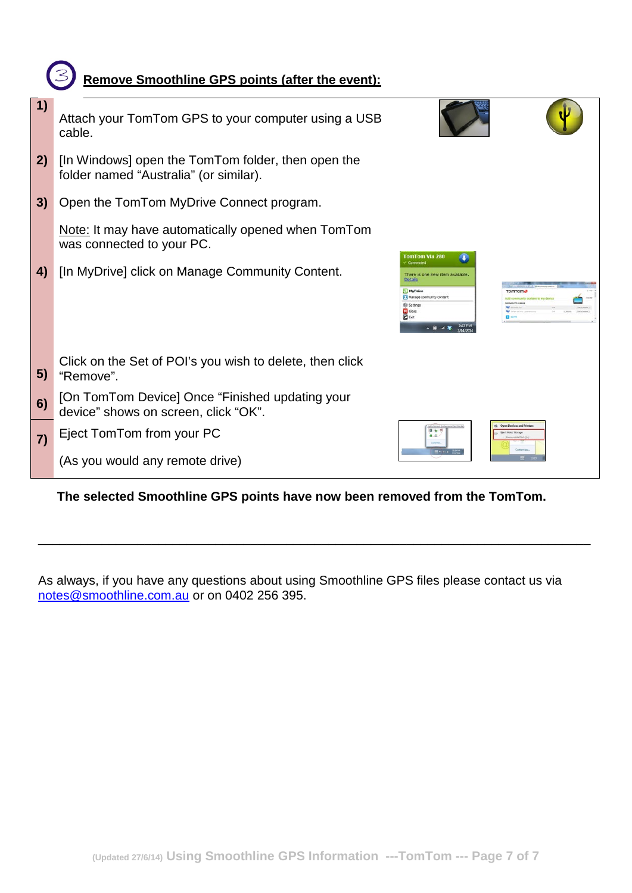## 3 Remove Smoothline GPS points (after the event):

1) Attach your TomTom GPS to your computer using a USB cable.

2) [In Windows] open the TomTom folder, then open the folder named "Australia" (or similar).

3) Open the TomTom MyDrive Connect program.

   Note: It may have automatically opened when TomTom was connected to your PC.

4) [In MyDrive] click on Manage Community Content.

5) Click on the Set of POI's you wish to delete, then click "Remove".

6) [On TomTom Device] Once "Finished updating your device" shows on screen, click "OK".

7) Eject TomTom from your PC

   (As you would any remote drive)

**The selected Smoothline GPS points have now been removed from the TomTom.**

---

As always, if you have any questions about using Smoothline GPS files please contact us via notes@smoothline.com.au or on 0402 256 395.